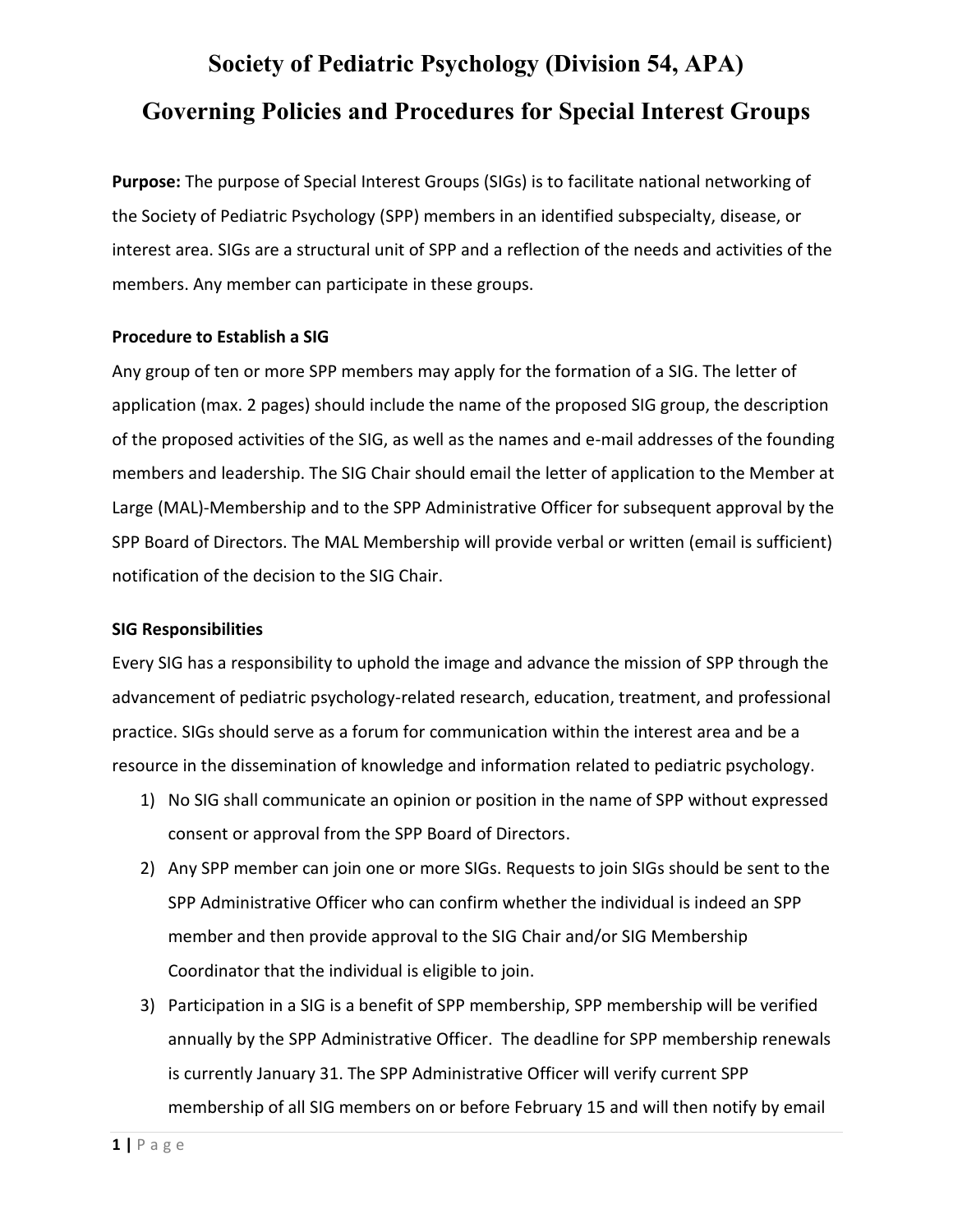# Society of Pediatric Psychology (Division 54, APA)

# Governing Policies and Procedures for Special Interest Groups

**Purpose:** The purpose of Special Interest Groups (SIGs) is to facilitate national networking of the Society of Pediatric Psychology (SPP) members in an identified subspecialty, disease, or interest area. SIGs are a structural unit of SPP and a reflection of the needs and activities of the members. Any member can participate in these groups.

**Procedure to Establish a SIG**

Any group of ten or more SPP members may apply for the formation of a SIG. The letter of application (max. 2 pages) should include the name of the proposed SIG group, the description of the proposed activities of the SIG, as well as the names and e-mail addresses of the founding members and leadership. The SIG Chair should email the letter of application to the Member at Large (MAL)-Membership and to the SPP Administrative Officer for subsequent approval by the SPP Board of Directors. The MAL Membership will provide verbal or written (email is sufficient) notification of the decision to the SIG Chair.

**SIG Responsibilities**

Every SIG has a responsibility to uphold the image and advance the mission of SPP through the advancement of pediatric psychology-related research, education, treatment, and professional practice. SIGs should serve as a forum for communication within the interest area and be a resource in the dissemination of knowledge and information related to pediatric psychology.

1) No SIG shall communicate an opinion or position in the name of SPP without expressed consent or approval from the SPP Board of Directors.
2) Any SPP member can join one or more SIGs. Requests to join SIGs should be sent to the SPP Administrative Officer who can confirm whether the individual is indeed an SPP member and then provide approval to the SIG Chair and/or SIG Membership Coordinator that the individual is eligible to join.
3) Participation in a SIG is a benefit of SPP membership, SPP membership will be verified annually by the SPP Administrative Officer. The deadline for SPP membership renewals is currently January 31. The SPP Administrative Officer will verify current SPP membership of all SIG members on or before February 15 and will then notify by email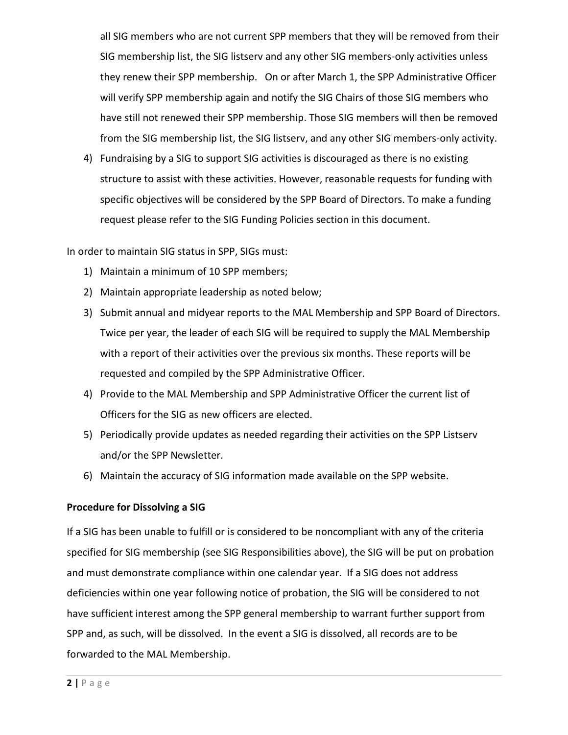all SIG members who are not current SPP members that they will be removed from their SIG membership list, the SIG listserv and any other SIG members-only activities unless they renew their SPP membership. On or after March 1, the SPP Administrative Officer will verify SPP membership again and notify the SIG Chairs of those SIG members who have still not renewed their SPP membership. Those SIG members will then be removed from the SIG membership list, the SIG listserv, and any other SIG members-only activity.

4) Fundraising by a SIG to support SIG activities is discouraged as there is no existing structure to assist with these activities. However, reasonable requests for funding with specific objectives will be considered by the SPP Board of Directors. To make a funding request please refer to the SIG Funding Policies section in this document.

In order to maintain SIG status in SPP, SIGs must:

1) Maintain a minimum of 10 SPP members;
2) Maintain appropriate leadership as noted below;
3) Submit annual and midyear reports to the MAL Membership and SPP Board of Directors. Twice per year, the leader of each SIG will be required to supply the MAL Membership with a report of their activities over the previous six months. These reports will be requested and compiled by the SPP Administrative Officer.
4) Provide to the MAL Membership and SPP Administrative Officer the current list of Officers for the SIG as new officers are elected.
5) Periodically provide updates as needed regarding their activities on the SPP Listserv and/or the SPP Newsletter.
6) Maintain the accuracy of SIG information made available on the SPP website.

**Procedure for Dissolving a SIG**

If a SIG has been unable to fulfill or is considered to be noncompliant with any of the criteria specified for SIG membership (see SIG Responsibilities above), the SIG will be put on probation and must demonstrate compliance within one calendar year. If a SIG does not address deficiencies within one year following notice of probation, the SIG will be considered to not have sufficient interest among the SPP general membership to warrant further support from SPP and, as such, will be dissolved. In the event a SIG is dissolved, all records are to be forwarded to the MAL Membership.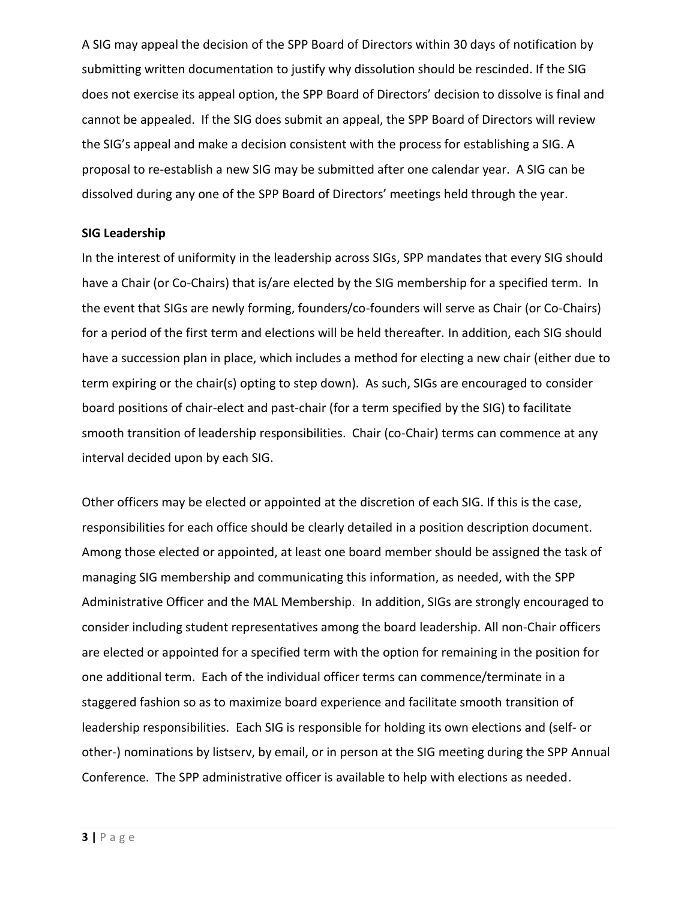A SIG may appeal the decision of the SPP Board of Directors within 30 days of notification by submitting written documentation to justify why dissolution should be rescinded. If the SIG does not exercise its appeal option, the SPP Board of Directors' decision to dissolve is final and cannot be appealed. If the SIG does submit an appeal, the SPP Board of Directors will review the SIG's appeal and make a decision consistent with the process for establishing a SIG. A proposal to re-establish a new SIG may be submitted after one calendar year. A SIG can be dissolved during any one of the SPP Board of Directors' meetings held through the year.

**SIG Leadership**

In the interest of uniformity in the leadership across SIGs, SPP mandates that every SIG should have a Chair (or Co-Chairs) that is/are elected by the SIG membership for a specified term. In the event that SIGs are newly forming, founders/co-founders will serve as Chair (or Co-Chairs) for a period of the first term and elections will be held thereafter. In addition, each SIG should have a succession plan in place, which includes a method for electing a new chair (either due to term expiring or the chair(s) opting to step down). As such, SIGs are encouraged to consider board positions of chair-elect and past-chair (for a term specified by the SIG) to facilitate smooth transition of leadership responsibilities. Chair (co-Chair) terms can commence at any interval decided upon by each SIG.

Other officers may be elected or appointed at the discretion of each SIG. If this is the case, responsibilities for each office should be clearly detailed in a position description document. Among those elected or appointed, at least one board member should be assigned the task of managing SIG membership and communicating this information, as needed, with the SPP Administrative Officer and the MAL Membership. In addition, SIGs are strongly encouraged to consider including student representatives among the board leadership. All non-Chair officers are elected or appointed for a specified term with the option for remaining in the position for one additional term. Each of the individual officer terms can commence/terminate in a staggered fashion so as to maximize board experience and facilitate smooth transition of leadership responsibilities. Each SIG is responsible for holding its own elections and (self- or other-) nominations by listserv, by email, or in person at the SIG meeting during the SPP Annual Conference. The SPP administrative officer is available to help with elections as needed.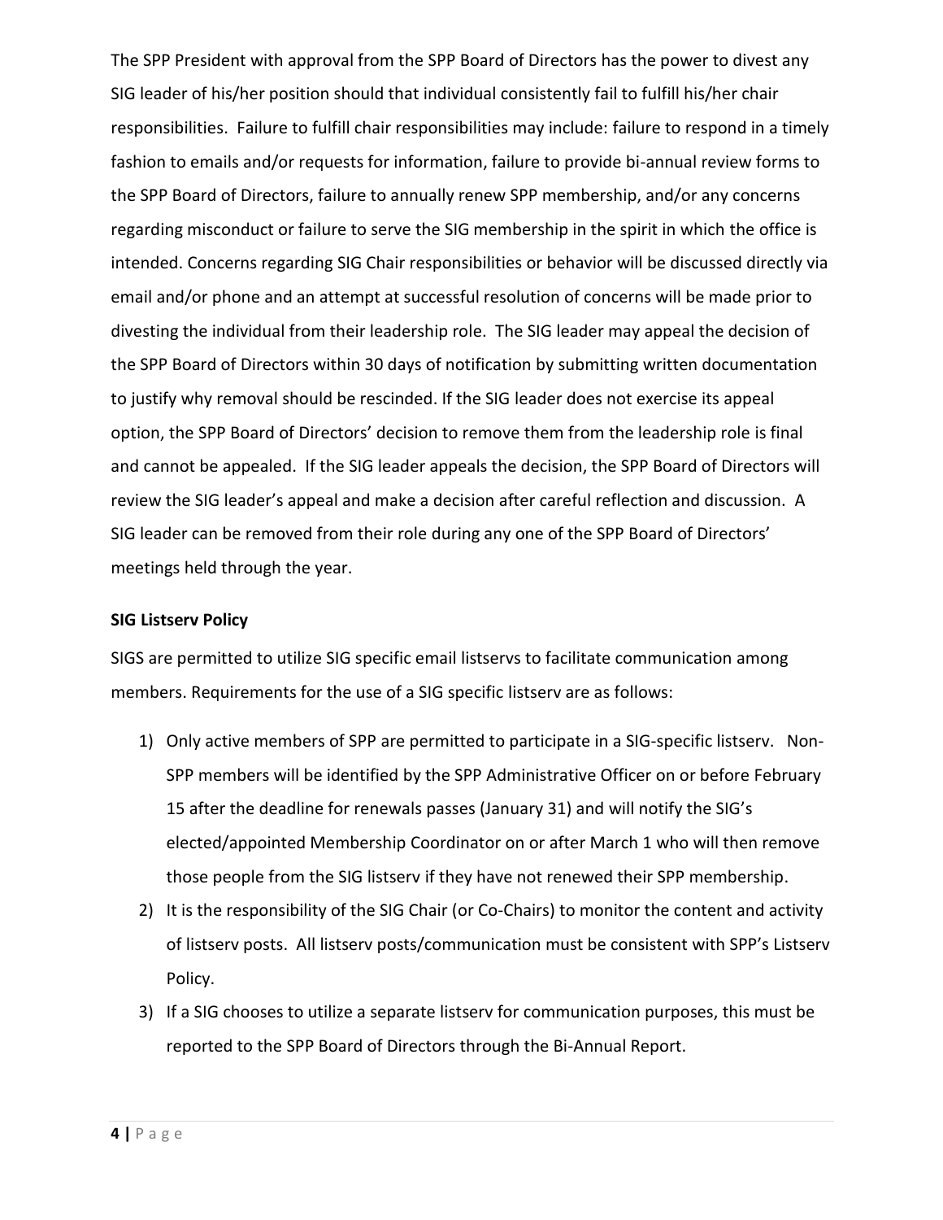The SPP President with approval from the SPP Board of Directors has the power to divest any SIG leader of his/her position should that individual consistently fail to fulfill his/her chair responsibilities. Failure to fulfill chair responsibilities may include: failure to respond in a timely fashion to emails and/or requests for information, failure to provide bi-annual review forms to the SPP Board of Directors, failure to annually renew SPP membership, and/or any concerns regarding misconduct or failure to serve the SIG membership in the spirit in which the office is intended. Concerns regarding SIG Chair responsibilities or behavior will be discussed directly via email and/or phone and an attempt at successful resolution of concerns will be made prior to divesting the individual from their leadership role. The SIG leader may appeal the decision of the SPP Board of Directors within 30 days of notification by submitting written documentation to justify why removal should be rescinded. If the SIG leader does not exercise its appeal option, the SPP Board of Directors' decision to remove them from the leadership role is final and cannot be appealed. If the SIG leader appeals the decision, the SPP Board of Directors will review the SIG leader's appeal and make a decision after careful reflection and discussion. A SIG leader can be removed from their role during any one of the SPP Board of Directors' meetings held through the year.

**SIG Listserv Policy**

SIGS are permitted to utilize SIG specific email listservs to facilitate communication among members. Requirements for the use of a SIG specific listserv are as follows:

1) Only active members of SPP are permitted to participate in a SIG-specific listserv. Non-SPP members will be identified by the SPP Administrative Officer on or before February 15 after the deadline for renewals passes (January 31) and will notify the SIG's elected/appointed Membership Coordinator on or after March 1 who will then remove those people from the SIG listserv if they have not renewed their SPP membership.
2) It is the responsibility of the SIG Chair (or Co-Chairs) to monitor the content and activity of listserv posts. All listserv posts/communication must be consistent with SPP's Listserv Policy.
3) If a SIG chooses to utilize a separate listserv for communication purposes, this must be reported to the SPP Board of Directors through the Bi-Annual Report.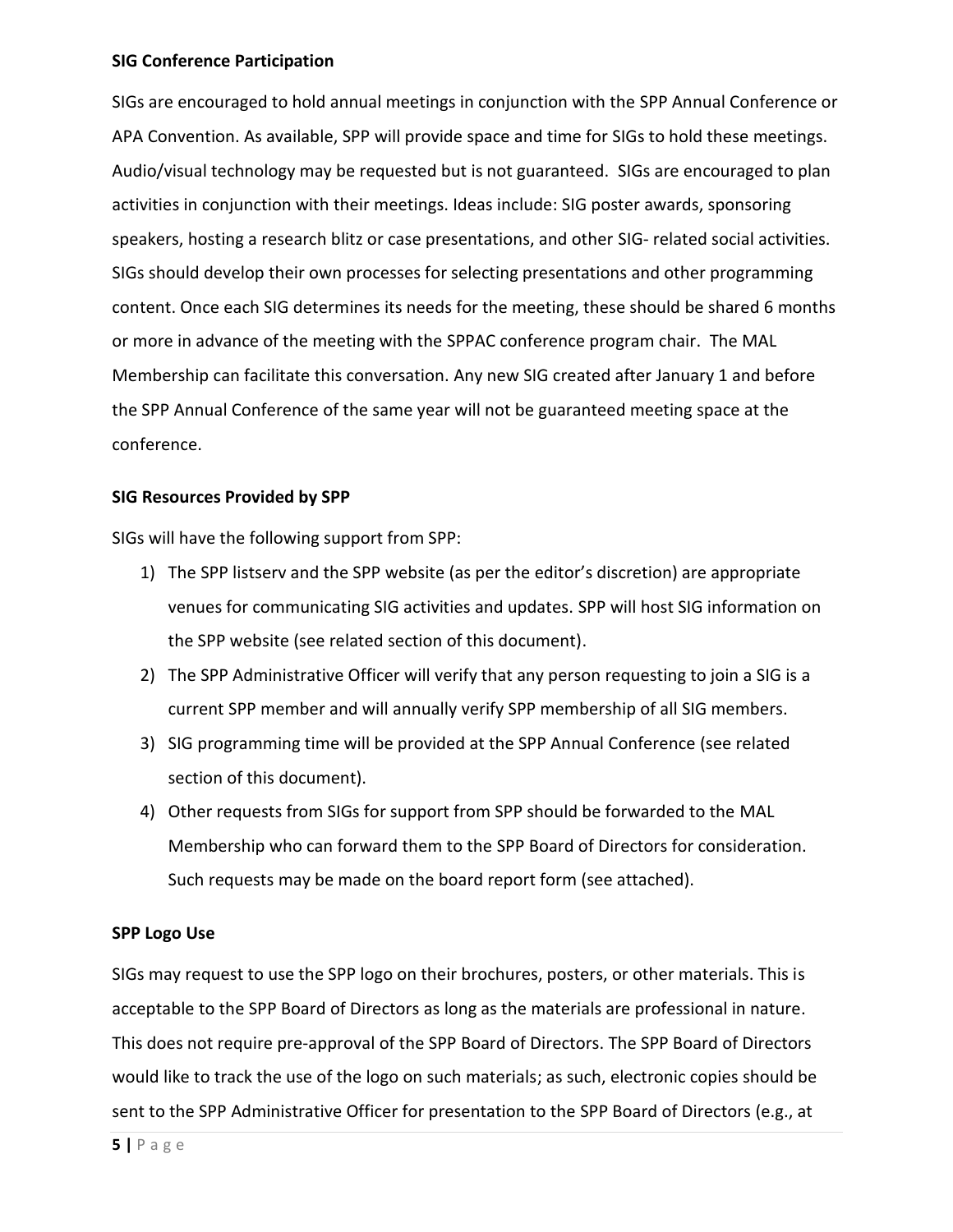**SIG Conference Participation**

SIGs are encouraged to hold annual meetings in conjunction with the SPP Annual Conference or APA Convention. As available, SPP will provide space and time for SIGs to hold these meetings. Audio/visual technology may be requested but is not guaranteed. SIGs are encouraged to plan activities in conjunction with their meetings. Ideas include: SIG poster awards, sponsoring speakers, hosting a research blitz or case presentations, and other SIG- related social activities. SIGs should develop their own processes for selecting presentations and other programming content. Once each SIG determines its needs for the meeting, these should be shared 6 months or more in advance of the meeting with the SPPAC conference program chair. The MAL Membership can facilitate this conversation. Any new SIG created after January 1 and before the SPP Annual Conference of the same year will not be guaranteed meeting space at the conference.

**SIG Resources Provided by SPP**

SIGs will have the following support from SPP:

1) The SPP listserv and the SPP website (as per the editor's discretion) are appropriate venues for communicating SIG activities and updates. SPP will host SIG information on the SPP website (see related section of this document).
2) The SPP Administrative Officer will verify that any person requesting to join a SIG is a current SPP member and will annually verify SPP membership of all SIG members.
3) SIG programming time will be provided at the SPP Annual Conference (see related section of this document).
4) Other requests from SIGs for support from SPP should be forwarded to the MAL Membership who can forward them to the SPP Board of Directors for consideration. Such requests may be made on the board report form (see attached).

**SPP Logo Use**

SIGs may request to use the SPP logo on their brochures, posters, or other materials. This is acceptable to the SPP Board of Directors as long as the materials are professional in nature. This does not require pre-approval of the SPP Board of Directors. The SPP Board of Directors would like to track the use of the logo on such materials; as such, electronic copies should be sent to the SPP Administrative Officer for presentation to the SPP Board of Directors (e.g., at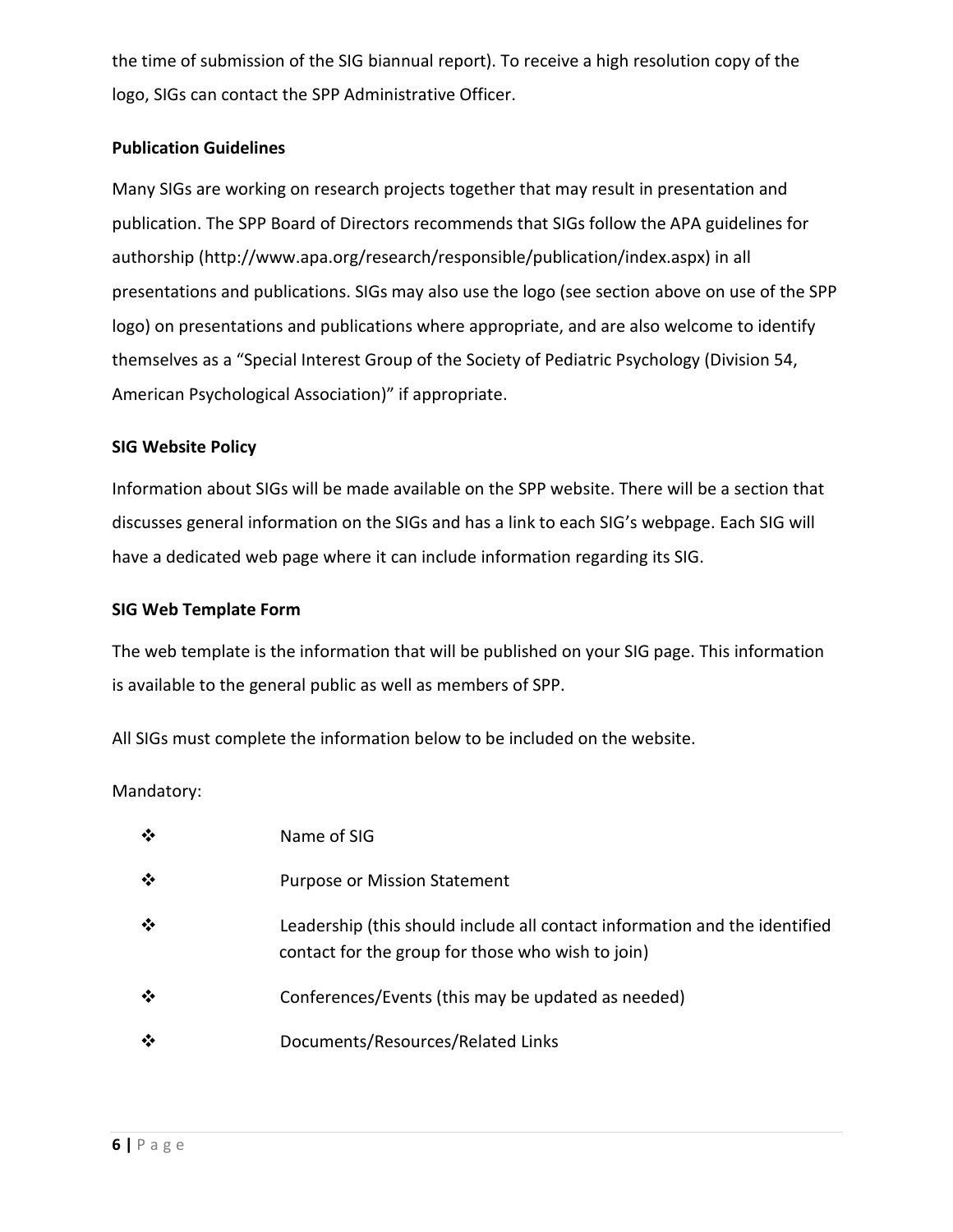the time of submission of the SIG biannual report). To receive a high resolution copy of the logo, SIGs can contact the SPP Administrative Officer.

**Publication Guidelines**

Many SIGs are working on research projects together that may result in presentation and publication. The SPP Board of Directors recommends that SIGs follow the APA guidelines for authorship (http://www.apa.org/research/responsible/publication/index.aspx) in all presentations and publications. SIGs may also use the logo (see section above on use of the SPP logo) on presentations and publications where appropriate, and are also welcome to identify themselves as a "Special Interest Group of the Society of Pediatric Psychology (Division 54, American Psychological Association)" if appropriate.

**SIG Website Policy**

Information about SIGs will be made available on the SPP website. There will be a section that discusses general information on the SIGs and has a link to each SIG's webpage. Each SIG will have a dedicated web page where it can include information regarding its SIG.

**SIG Web Template Form**

The web template is the information that will be published on your SIG page. This information is available to the general public as well as members of SPP.

All SIGs must complete the information below to be included on the website.

Mandatory:

- Name of SIG
- Purpose or Mission Statement
- Leadership (this should include all contact information and the identified contact for the group for those who wish to join)
- Conferences/Events (this may be updated as needed)
- Documents/Resources/Related Links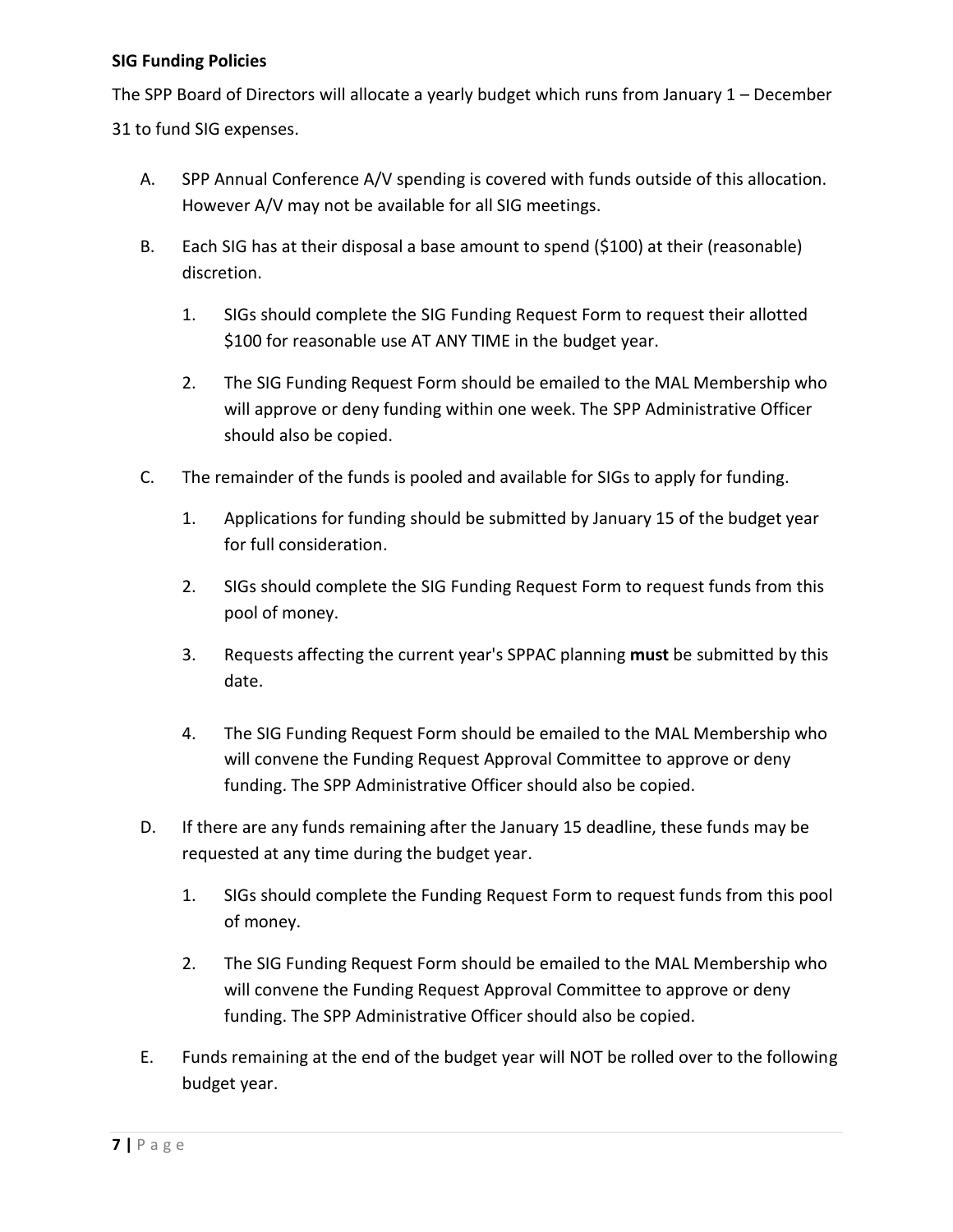**SIG Funding Policies**

The SPP Board of Directors will allocate a yearly budget which runs from January 1 – December 31 to fund SIG expenses.

A. SPP Annual Conference A/V spending is covered with funds outside of this allocation. However A/V may not be available for all SIG meetings.

B. Each SIG has at their disposal a base amount to spend ($100) at their (reasonable) discretion.

   1. SIGs should complete the SIG Funding Request Form to request their allotted $100 for reasonable use AT ANY TIME in the budget year.

   2. The SIG Funding Request Form should be emailed to the MAL Membership who will approve or deny funding within one week. The SPP Administrative Officer should also be copied.

C. The remainder of the funds is pooled and available for SIGs to apply for funding.

   1. Applications for funding should be submitted by January 15 of the budget year for full consideration.

   2. SIGs should complete the SIG Funding Request Form to request funds from this pool of money.

   3. Requests affecting the current year's SPPAC planning **must** be submitted by this date.

   4. The SIG Funding Request Form should be emailed to the MAL Membership who will convene the Funding Request Approval Committee to approve or deny funding. The SPP Administrative Officer should also be copied.

D. If there are any funds remaining after the January 15 deadline, these funds may be requested at any time during the budget year.

   1. SIGs should complete the Funding Request Form to request funds from this pool of money.

   2. The SIG Funding Request Form should be emailed to the MAL Membership who will convene the Funding Request Approval Committee to approve or deny funding. The SPP Administrative Officer should also be copied.

E. Funds remaining at the end of the budget year will NOT be rolled over to the following budget year.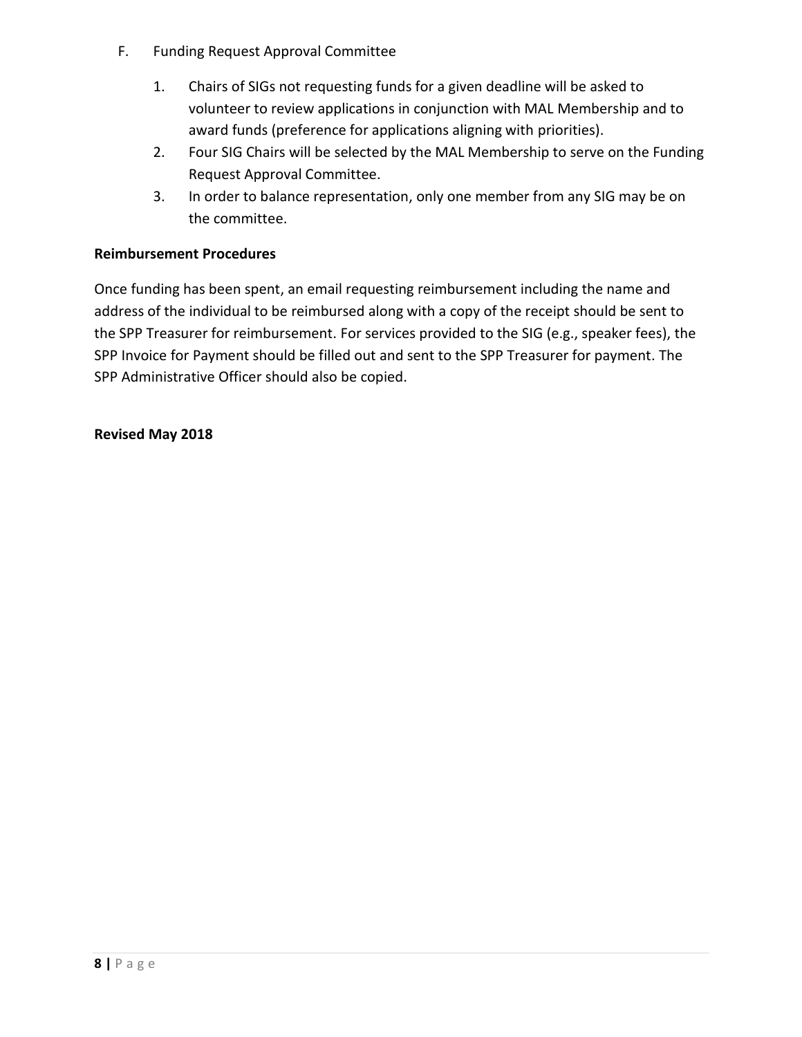F. Funding Request Approval Committee

1. Chairs of SIGs not requesting funds for a given deadline will be asked to volunteer to review applications in conjunction with MAL Membership and to award funds (preference for applications aligning with priorities).
2. Four SIG Chairs will be selected by the MAL Membership to serve on the Funding Request Approval Committee.
3. In order to balance representation, only one member from any SIG may be on the committee.

**Reimbursement Procedures**

Once funding has been spent, an email requesting reimbursement including the name and address of the individual to be reimbursed along with a copy of the receipt should be sent to the SPP Treasurer for reimbursement. For services provided to the SIG (e.g., speaker fees), the SPP Invoice for Payment should be filled out and sent to the SPP Treasurer for payment. The SPP Administrative Officer should also be copied.

**Revised May 2018**